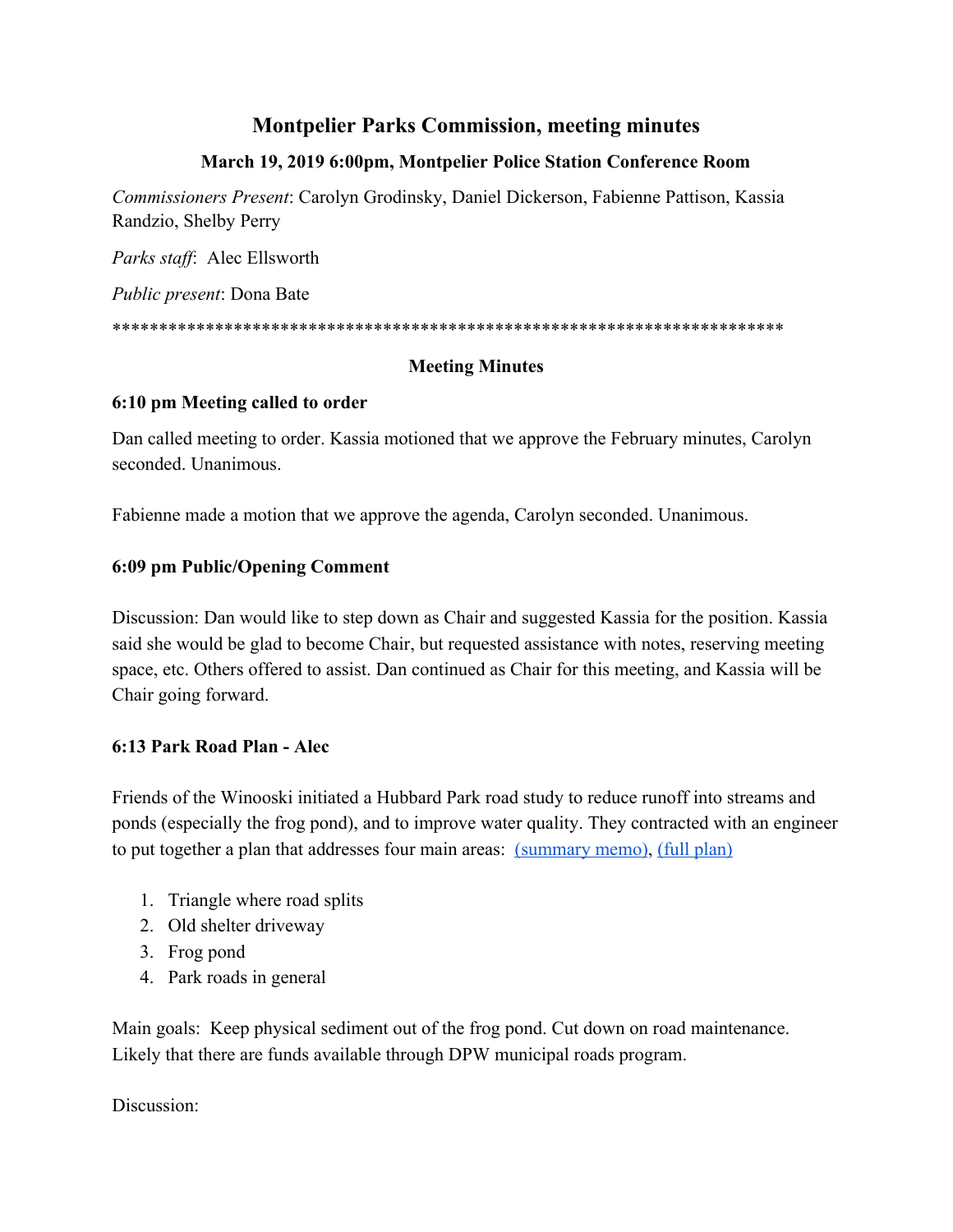# Montpelier Parks Commission, meeting minutes

## March 19, 2019 6:00pm, Montpelier Police Station Conference Room

*Commissioners Present*: Carolyn Grodinsky, Daniel Dickerson, Fabienne Pattison, Kassia Randzio, Shelby Perry

*Parks staff*: Alec Ellsworth

*Public present*: Dona Bate

**************************************************************************

### Meeting Minutes

**6:10 pm Meeting called to order**

Dan called meeting to order. Kassia motioned that we approve the February minutes, Carolyn seconded. Unanimous.

Fabienne made a motion that we approve the agenda, Carolyn seconded. Unanimous.

**6:09 pm Public/Opening Comment**

Discussion: Dan would like to step down as Chair and suggested Kassia for the position. Kassia said she would be glad to become Chair, but requested assistance with notes, reserving meeting space, etc. Others offered to assist. Dan continued as Chair for this meeting, and Kassia will be Chair going forward.

**6:13 Park Road Plan - Alec**

Friends of the Winooski initiated a Hubbard Park road study to reduce runoff into streams and ponds (especially the frog pond), and to improve water quality. They contracted with an engineer to put together a plan that addresses four main areas: (summary memo), (full plan)

1. Triangle where road splits
2. Old shelter driveway
3. Frog pond
4. Park roads in general

Main goals: Keep physical sediment out of the frog pond. Cut down on road maintenance. Likely that there are funds available through DPW municipal roads program.

Discussion: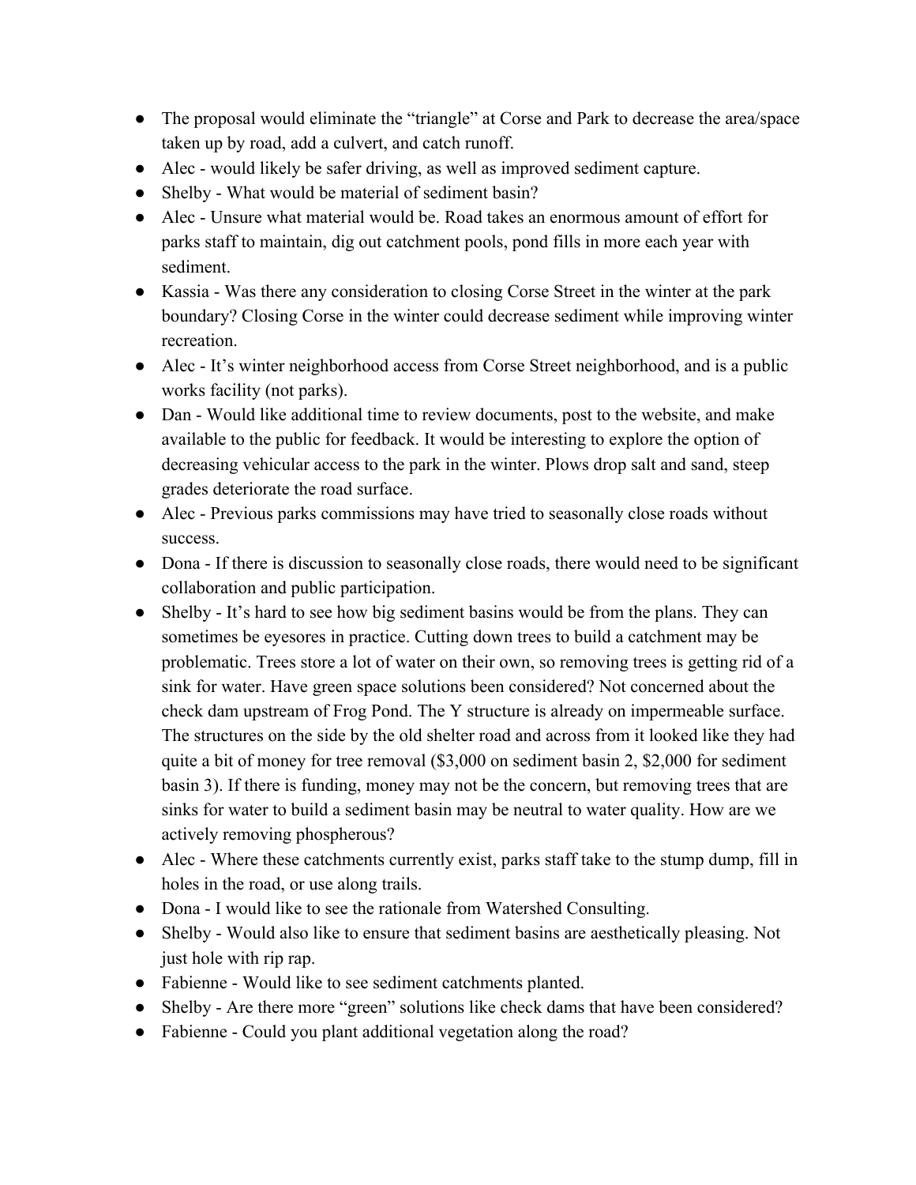- The proposal would eliminate the "triangle" at Corse and Park to decrease the area/space taken up by road, add a culvert, and catch runoff.
- Alec - would likely be safer driving, as well as improved sediment capture.
- Shelby - What would be material of sediment basin?
- Alec - Unsure what material would be. Road takes an enormous amount of effort for parks staff to maintain, dig out catchment pools, pond fills in more each year with sediment.
- Kassia - Was there any consideration to closing Corse Street in the winter at the park boundary? Closing Corse in the winter could decrease sediment while improving winter recreation.
- Alec - It's winter neighborhood access from Corse Street neighborhood, and is a public works facility (not parks).
- Dan - Would like additional time to review documents, post to the website, and make available to the public for feedback. It would be interesting to explore the option of decreasing vehicular access to the park in the winter. Plows drop salt and sand, steep grades deteriorate the road surface.
- Alec - Previous parks commissions may have tried to seasonally close roads without success.
- Dona - If there is discussion to seasonally close roads, there would need to be significant collaboration and public participation.
- Shelby - It's hard to see how big sediment basins would be from the plans. They can sometimes be eyesores in practice. Cutting down trees to build a catchment may be problematic. Trees store a lot of water on their own, so removing trees is getting rid of a sink for water. Have green space solutions been considered? Not concerned about the check dam upstream of Frog Pond. The Y structure is already on impermeable surface. The structures on the side by the old shelter road and across from it looked like they had quite a bit of money for tree removal ($3,000 on sediment basin 2, $2,000 for sediment basin 3). If there is funding, money may not be the concern, but removing trees that are sinks for water to build a sediment basin may be neutral to water quality. How are we actively removing phospherous?
- Alec - Where these catchments currently exist, parks staff take to the stump dump, fill in holes in the road, or use along trails.
- Dona - I would like to see the rationale from Watershed Consulting.
- Shelby - Would also like to ensure that sediment basins are aesthetically pleasing. Not just hole with rip rap.
- Fabienne - Would like to see sediment catchments planted.
- Shelby - Are there more "green" solutions like check dams that have been considered?
- Fabienne - Could you plant additional vegetation along the road?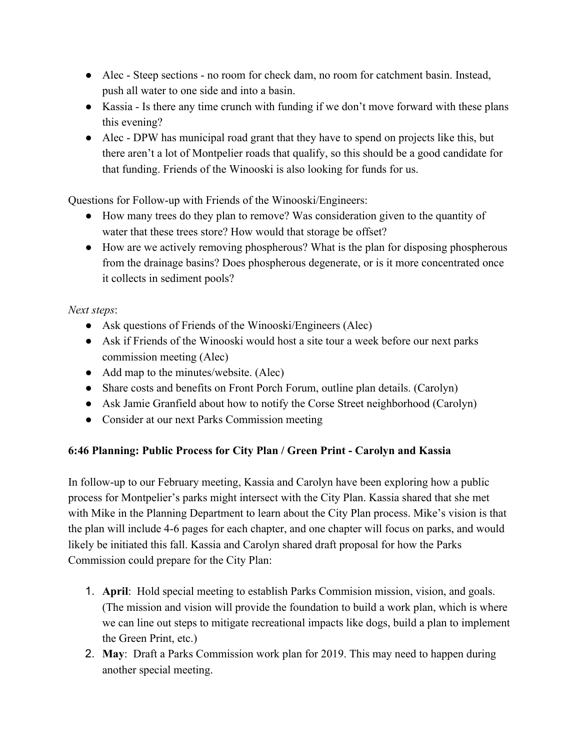- Alec - Steep sections - no room for check dam, no room for catchment basin. Instead, push all water to one side and into a basin.
- Kassia - Is there any time crunch with funding if we don't move forward with these plans this evening?
- Alec - DPW has municipal road grant that they have to spend on projects like this, but there aren't a lot of Montpelier roads that qualify, so this should be a good candidate for that funding. Friends of the Winooski is also looking for funds for us.

Questions for Follow-up with Friends of the Winooski/Engineers:

- How many trees do they plan to remove? Was consideration given to the quantity of water that these trees store? How would that storage be offset?
- How are we actively removing phospherous? What is the plan for disposing phospherous from the drainage basins? Does phospherous degenerate, or is it more concentrated once it collects in sediment pools?

*Next steps*:

- Ask questions of Friends of the Winooski/Engineers (Alec)
- Ask if Friends of the Winooski would host a site tour a week before our next parks commission meeting (Alec)
- Add map to the minutes/website. (Alec)
- Share costs and benefits on Front Porch Forum, outline plan details. (Carolyn)
- Ask Jamie Granfield about how to notify the Corse Street neighborhood (Carolyn)
- Consider at our next Parks Commission meeting

**6:46 Planning: Public Process for City Plan / Green Print - Carolyn and Kassia**

In follow-up to our February meeting, Kassia and Carolyn have been exploring how a public process for Montpelier's parks might intersect with the City Plan. Kassia shared that she met with Mike in the Planning Department to learn about the City Plan process. Mike's vision is that the plan will include 4-6 pages for each chapter, and one chapter will focus on parks, and would likely be initiated this fall. Kassia and Carolyn shared draft proposal for how the Parks Commission could prepare for the City Plan:

1. **April**: Hold special meeting to establish Parks Commision mission, vision, and goals. (The mission and vision will provide the foundation to build a work plan, which is where we can line out steps to mitigate recreational impacts like dogs, build a plan to implement the Green Print, etc.)
2. **May**: Draft a Parks Commission work plan for 2019. This may need to happen during another special meeting.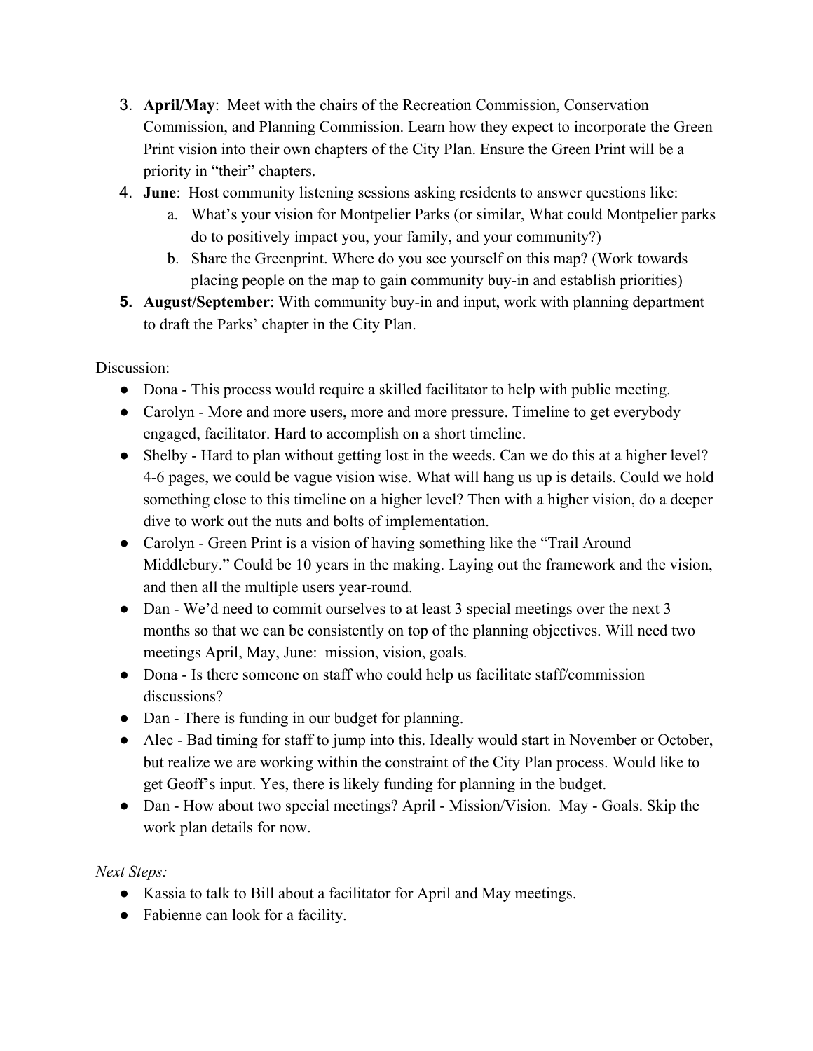3. **April/May**: Meet with the chairs of the Recreation Commission, Conservation Commission, and Planning Commission. Learn how they expect to incorporate the Green Print vision into their own chapters of the City Plan. Ensure the Green Print will be a priority in "their" chapters.
4. **June**: Host community listening sessions asking residents to answer questions like:
   a. What's your vision for Montpelier Parks (or similar, What could Montpelier parks do to positively impact you, your family, and your community?)
   b. Share the Greenprint. Where do you yourself on this map? (Work towards placing people on the map to gain community buy-in and establish priorities)
5. **August/September**: With community buy-in and input, work with planning department to draft the Parks' chapter in the City Plan.

Discussion:

- Dona - This process would require a skilled facilitator to help with public meeting.
- Carolyn - More and more users, more and more pressure. Timeline to get everybody engaged, facilitator. Hard to accomplish on a short timeline.
- Shelby - Hard to plan without getting lost in the weeds. Can we do this at a higher level? 4-6 pages, we could be vague vision wise. What will hang us up is details. Could we hold something close to this timeline on a higher level? Then with a higher vision, do a deeper dive to work out the nuts and bolts of implementation.
- Carolyn - Green Print is a vision of having something like the "Trail Around Middlebury." Could be 10 years in the making. Laying out the framework and the vision, and then all the multiple users year-round.
- Dan - We'd need to commit ourselves to at least 3 special meetings over the next 3 months so that we can be consistently on top of the planning objectives. Will need two meetings April, May, June: mission, vision, goals.
- Dona - Is there someone on staff who could help us facilitate staff/commission discussions?
- Dan - There is funding in our budget for planning.
- Alec - Bad timing for staff to jump into this. Ideally would start in November or October, but realize we are working within the constraint of the City Plan process. Would like to get Geoff's input. Yes, there is likely funding for planning in the budget.
- Dan - How about two special meetings? April - Mission/Vision. May - Goals. Skip the work plan details for now.

*Next Steps:*

- Kassia to talk to Bill about a facilitator for April and May meetings.
- Fabienne can look for a facility.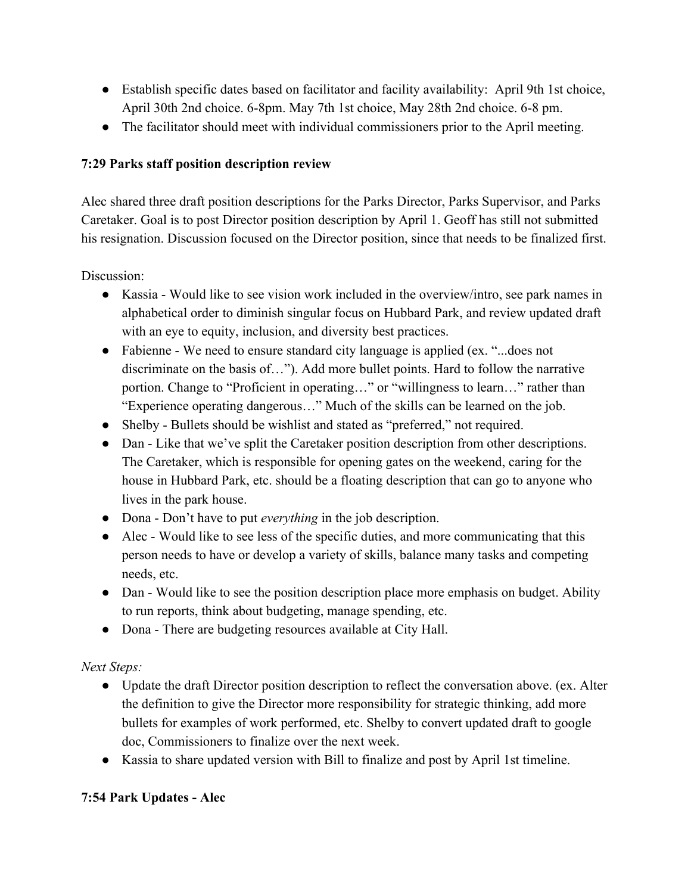- Establish specific dates based on facilitator and facility availability: April 9th 1st choice, April 30th 2nd choice. 6-8pm. May 7th 1st choice, May 28th 2nd choice. 6-8 pm.
- The facilitator should meet with individual commissioners prior to the April meeting.

**7:29 Parks staff position description review**

Alec shared three draft position descriptions for the Parks Director, Parks Supervisor, and Parks Caretaker. Goal is to post Director position description by April 1. Geoff has still not submitted his resignation. Discussion focused on the Director position, since that needs to be finalized first.

Discussion:

- Kassia - Would like to see vision work included in the overview/intro, see park names in alphabetical order to diminish singular focus on Hubbard Park, and review updated draft with an eye to equity, inclusion, and diversity best practices.
- Fabienne - We need to ensure standard city language is applied (ex. "...does not discriminate on the basis of…"). Add more bullet points. Hard to follow the narrative portion. Change to "Proficient in operating…" or "willingness to learn…" rather than "Experience operating dangerous…" Much of the skills can be learned on the job.
- Shelby - Bullets should be wishlist and stated as "preferred," not required.
- Dan - Like that we've split the Caretaker position description from other descriptions. The Caretaker, which is responsible for opening gates on the weekend, caring for the house in Hubbard Park, etc. should be a floating description that can go to anyone who lives in the park house.
- Dona - Don't have to put *everything* in the job description.
- Alec - Would like to see less of the specific duties, and more communicating that this person needs to have or develop a variety of skills, balance many tasks and competing needs, etc.
- Dan - Would like to see the position description place more emphasis on budget. Ability to run reports, think about budgeting, manage spending, etc.
- Dona - There are budgeting resources available at City Hall.

*Next Steps:*

- Update the draft Director position description to reflect the conversation above. (ex. Alter the definition to give the Director more responsibility for strategic thinking, add more bullets for examples of work performed, etc. Shelby to convert updated draft to google doc, Commissioners to finalize over the next week.
- Kassia to share updated version with Bill to finalize and post by April 1st timeline.

**7:54 Park Updates - Alec**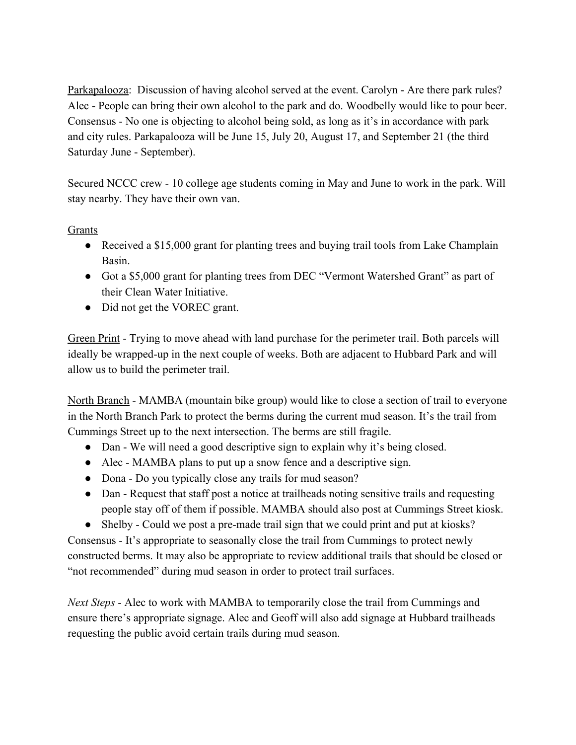<u>Parkapalooza</u>: Discussion of having alcohol served at the event. Carolyn - Are there park rules? Alec - People can bring their own alcohol to the park and do. Woodbelly would like to pour beer. Consensus - No one is objecting to alcohol being sold, as long as it's in accordance with park and city rules. Parkapalooza will be June 15, July 20, August 17, and September 21 (the third Saturday June - September).

<u>Secured NCCC crew</u> - 10 college age students coming in May and June to work in the park. Will stay nearby. They have their own van.

<u>Grants</u>

- Received a $15,000 grant for planting trees and buying trail tools from Lake Champlain Basin.
- Got a $5,000 grant for planting trees from DEC "Vermont Watershed Grant" as part of their Clean Water Initiative.
- Did not get the VOREC grant.

<u>Green Print</u> - Trying to move ahead with land purchase for the perimeter trail. Both parcels will ideally be wrapped-up in the next couple of weeks. Both are adjacent to Hubbard Park and will allow us to build the perimeter trail.

<u>North Branch</u> - MAMBA (mountain bike group) would like to close a section of trail to everyone in the North Branch Park to protect the berms during the current mud season. It's the trail from Cummings Street up to the next intersection. The berms are still fragile.

- Dan - We will need a good descriptive sign to explain why it's being closed.
- Alec - MAMBA plans to put up a snow fence and a descriptive sign.
- Dona - Do you typically close any trails for mud season?
- Dan - Request that staff post a notice at trailheads noting sensitive trails and requesting people stay off of them if possible. MAMBA should also post at Cummings Street kiosk.
- Shelby - Could we post a pre-made trail sign that we could print and put at kiosks?

Consensus - It's appropriate to seasonally close the trail from Cummings to protect newly constructed berms. It may also be appropriate to review additional trails that should be closed or "not recommended" during mud season in order to protect trail surfaces.

*Next Steps* - Alec to work with MAMBA to temporarily close the trail from Cummings and ensure there's appropriate signage. Alec and Geoff will also add signage at Hubbard trailheads requesting the public avoid certain trails during mud season.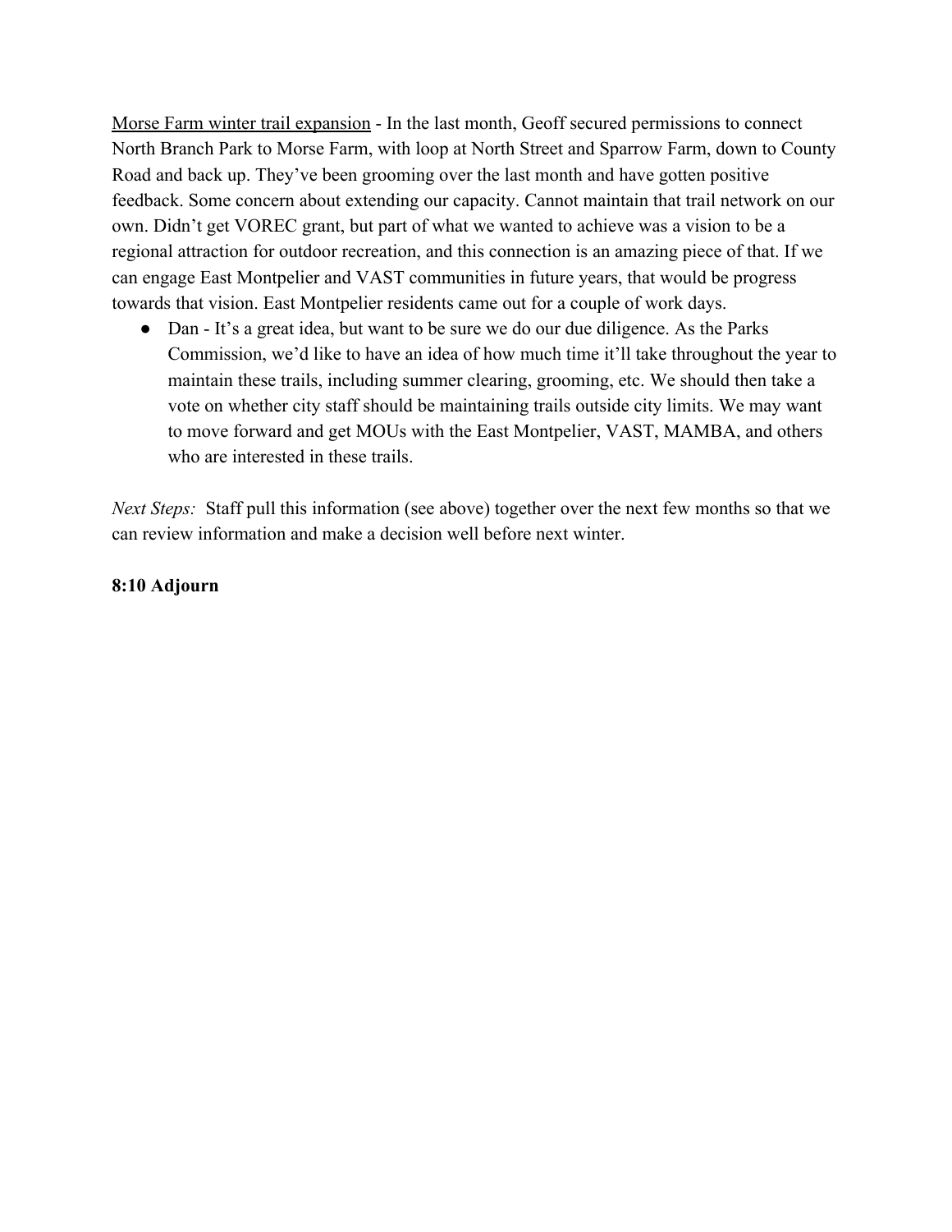<u>Morse Farm winter trail expansion</u> - In the last month, Geoff secured permissions to connect North Branch Park to Morse Farm, with loop at North Street and Sparrow Farm, down to County Road and back up. They've been grooming over the last month and have gotten positive feedback. Some concern about extending our capacity. Cannot maintain that trail network on our own. Didn't get VOREC grant, but part of what we wanted to achieve was a vision to be a regional attraction for outdoor recreation, and this connection is an amazing piece of that. If we can engage East Montpelier and VAST communities in future years, that would be progress towards that vision. East Montpelier residents came out for a couple of work days.

- Dan - It's a great idea, but want to be sure we do our due diligence. As the Parks Commission, we'd like to have an idea of how much time it'll take throughout the year to maintain these trails, including summer clearing, grooming, etc. We should then take a vote on whether city staff should be maintaining trails outside city limits. We may want to move forward and get MOUs with the East Montpelier, VAST, MAMBA, and others who are interested in these trails.

*Next Steps:* Staff pull this information (see above) together over the next few months so that we can review information and make a decision well before next winter.

**8:10 Adjourn**